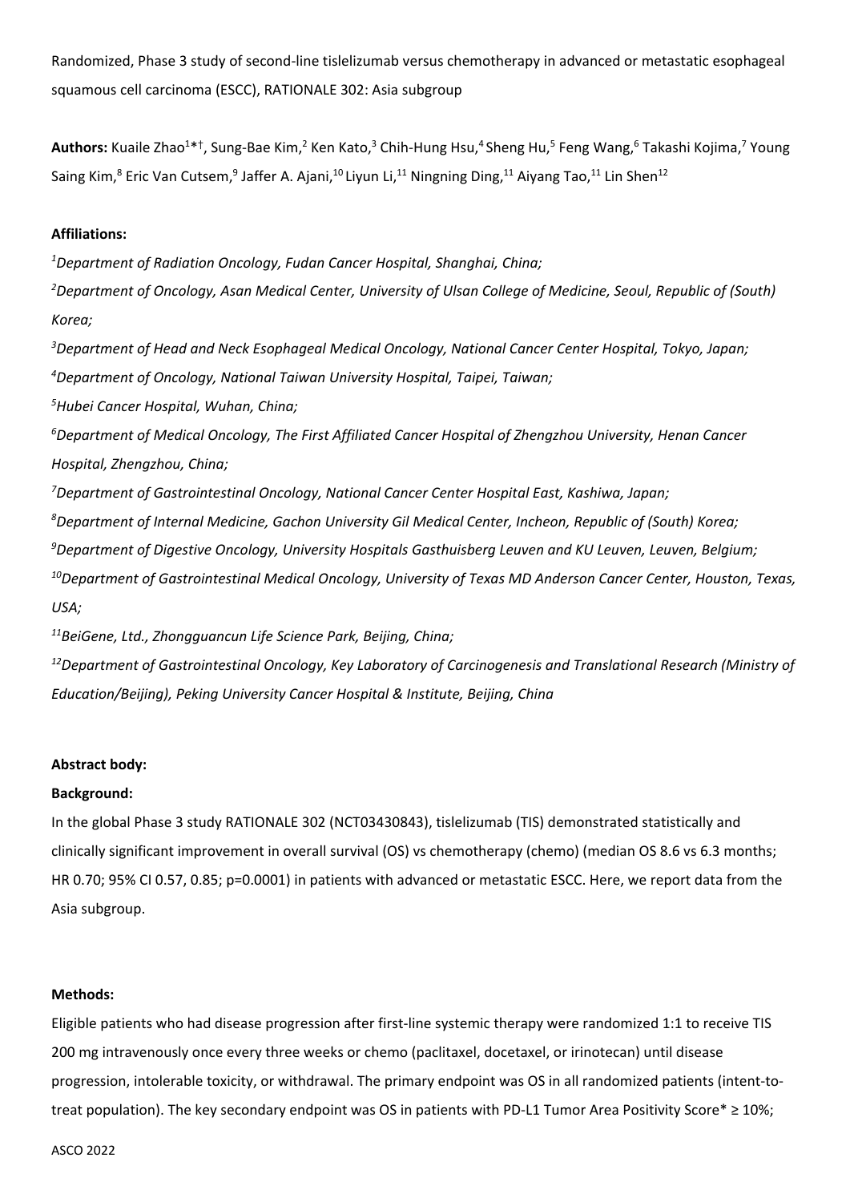Randomized, Phase 3 study of second-line tislelizumab versus chemotherapy in advanced or metastatic esophageal squamous cell carcinoma (ESCC), RATIONALE 302: Asia subgroup

**Authors:** Kuaile Zhao[1*†], Sung-Bae Kim,[2] Ken Kato,[3] Chih-Hung Hsu,[4] Sheng Hu,[5] Feng Wang,[6] Takashi Kojima,[7] Young Saing Kim,[8] Eric Van Cutsem,[9] Jaffer A. Ajani,[10] Liyun Li,[11] Ningning Ding,[11] Aiyang Tao,[11] Lin Shen[12]

**Affiliations:**

*[1]Department of Radiation Oncology, Fudan Cancer Hospital, Shanghai, China;*

*[2]Department of Oncology, Asan Medical Center, University of Ulsan College of Medicine, Seoul, Republic of (South) Korea;*

*[3]Department of Head and Neck Esophageal Medical Oncology, National Cancer Center Hospital, Tokyo, Japan;*

*[4]Department of Oncology, National Taiwan University Hospital, Taipei, Taiwan;*

*[5]Hubei Cancer Hospital, Wuhan, China;*

*[6]Department of Medical Oncology, The First Affiliated Cancer Hospital of Zhengzhou University, Henan Cancer Hospital, Zhengzhou, China;*

*[7]Department of Gastrointestinal Oncology, National Cancer Center Hospital East, Kashiwa, Japan;*

*[8]Department of Internal Medicine, Gachon University Gil Medical Center, Incheon, Republic of (South) Korea;*

*[9]Department of Digestive Oncology, University Hospitals Gasthuisberg Leuven and KU Leuven, Leuven, Belgium;*

*[10]Department of Gastrointestinal Medical Oncology, University of Texas MD Anderson Cancer Center, Houston, Texas, USA;*

*[11]BeiGene, Ltd., Zhongguancun Life Science Park, Beijing, China;*

*[12]Department of Gastrointestinal Oncology, Key Laboratory of Carcinogenesis and Translational Research (Ministry of Education/Beijing), Peking University Cancer Hospital & Institute, Beijing, China*

**Abstract body:**

**Background:**

In the global Phase 3 study RATIONALE 302 (NCT03430843), tislelizumab (TIS) demonstrated statistically and clinically significant improvement in overall survival (OS) vs chemotherapy (chemo) (median OS 8.6 vs 6.3 months; HR 0.70; 95% CI 0.57, 0.85; p=0.0001) in patients with advanced or metastatic ESCC. Here, we report data from the Asia subgroup.

**Methods:**

Eligible patients who had disease progression after first-line systemic therapy were randomized 1:1 to receive TIS 200 mg intravenously once every three weeks or chemo (paclitaxel, docetaxel, or irinotecan) until disease progression, intolerable toxicity, or withdrawal. The primary endpoint was OS in all randomized patients (intent-to-treat population). The key secondary endpoint was OS in patients with PD-L1 Tumor Area Positivity Score* ≥ 10%;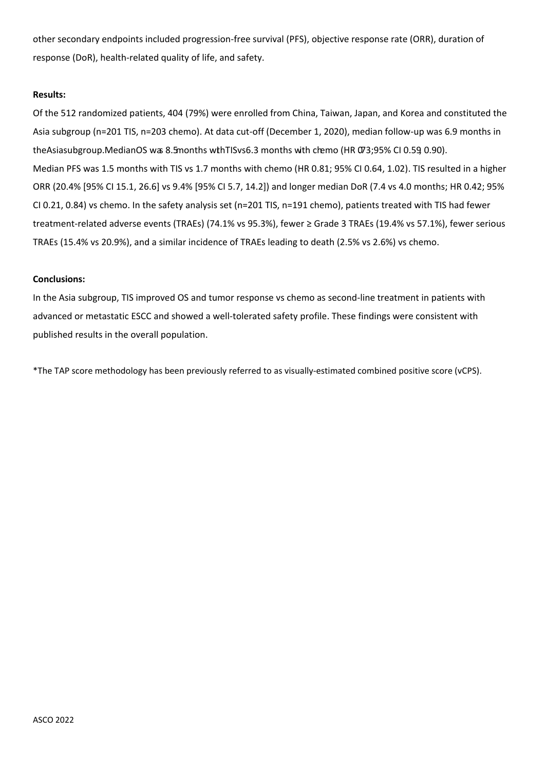other secondary endpoints included progression-free survival (PFS), objective response rate (ORR), duration of response (DoR), health-related quality of life, and safety.

**Results:**

Of the 512 randomized patients, 404 (79%) were enrolled from China, Taiwan, Japan, and Korea and constituted the Asia subgroup (n=201 TIS, n=203 chemo). At data cut-off (December 1, 2020), median follow-up was 6.9 months in the Asia subgroup. Median OS was 8.5 months with TIS vs 6.3 months with chemo (HR 0.73; 95% CI 0.59, 0.90). Median PFS was 1.5 months with TIS vs 1.7 months with chemo (HR 0.81; 95% CI 0.64, 1.02). TIS resulted in a higher ORR (20.4% [95% CI 15.1, 26.6] vs 9.4% [95% CI 5.7, 14.2]) and longer median DoR (7.4 vs 4.0 months; HR 0.42; 95% CI 0.21, 0.84) vs chemo. In the safety analysis set (n=201 TIS, n=191 chemo), patients treated with TIS had fewer treatment-related adverse events (TRAEs) (74.1% vs 95.3%), fewer ≥ Grade 3 TRAEs (19.4% vs 57.1%), fewer serious TRAEs (15.4% vs 20.9%), and a similar incidence of TRAEs leading to death (2.5% vs 2.6%) vs chemo.

**Conclusions:**

In the Asia subgroup, TIS improved OS and tumor response vs chemo as second-line treatment in patients with advanced or metastatic ESCC and showed a well-tolerated safety profile. These findings were consistent with published results in the overall population.

*The TAP score methodology has been previously referred to as visually-estimated combined positive score (vCPS).

ASCO 2022